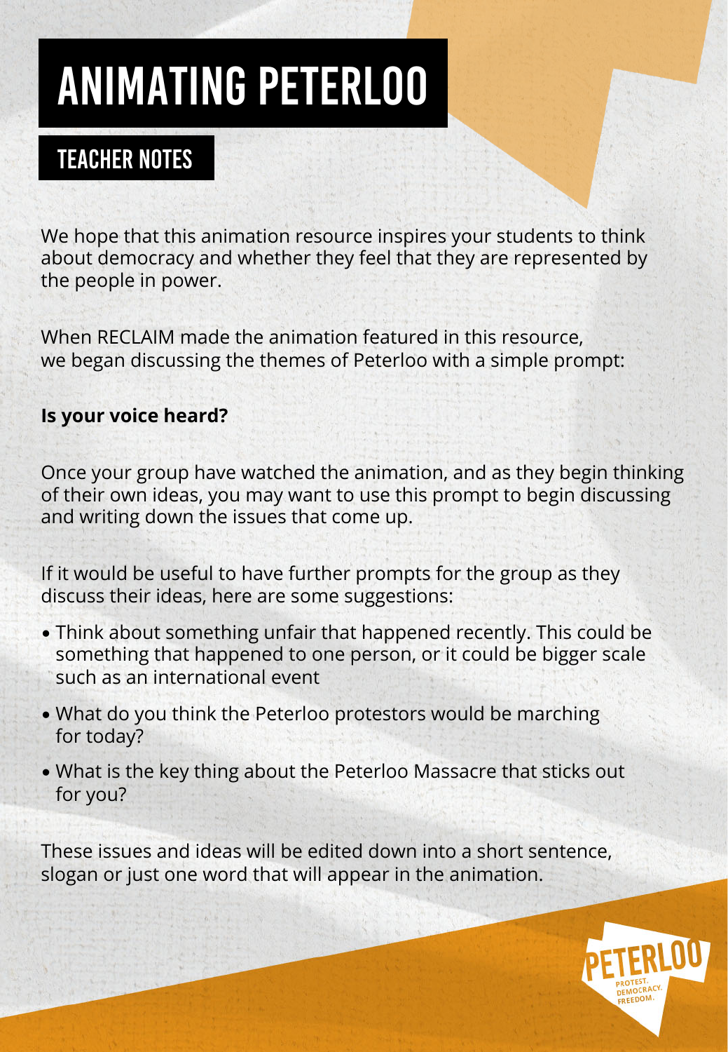# ANIMATING PETERLOO

## TEACHER NOTES

We hope that this animation resource inspires your students to think about democracy and whether they feel that they are represented by the people in power.

When RECLAIM made the animation featured in this resource, we began discussing the themes of Peterloo with a simple prompt:

**Is your voice heard?**

Once your group have watched the animation, and as they begin thinking of their own ideas, you may want to use this prompt to begin discussing and writing down the issues that come up.

If it would be useful to have further prompts for the group as they discuss their ideas, here are some suggestions:

- Think about something unfair that happened recently. This could be something that happened to one person, or it could be bigger scale such as an international event
- What do you think the Peterloo protestors would be marching for today?
- What is the key thing about the Peterloo Massacre that sticks out for you?

These issues and ideas will be edited down into a short sentence, slogan or just one word that will appear in the animation.

PETERLOO
PROTEST. DEMOCRACY. FREEDOM.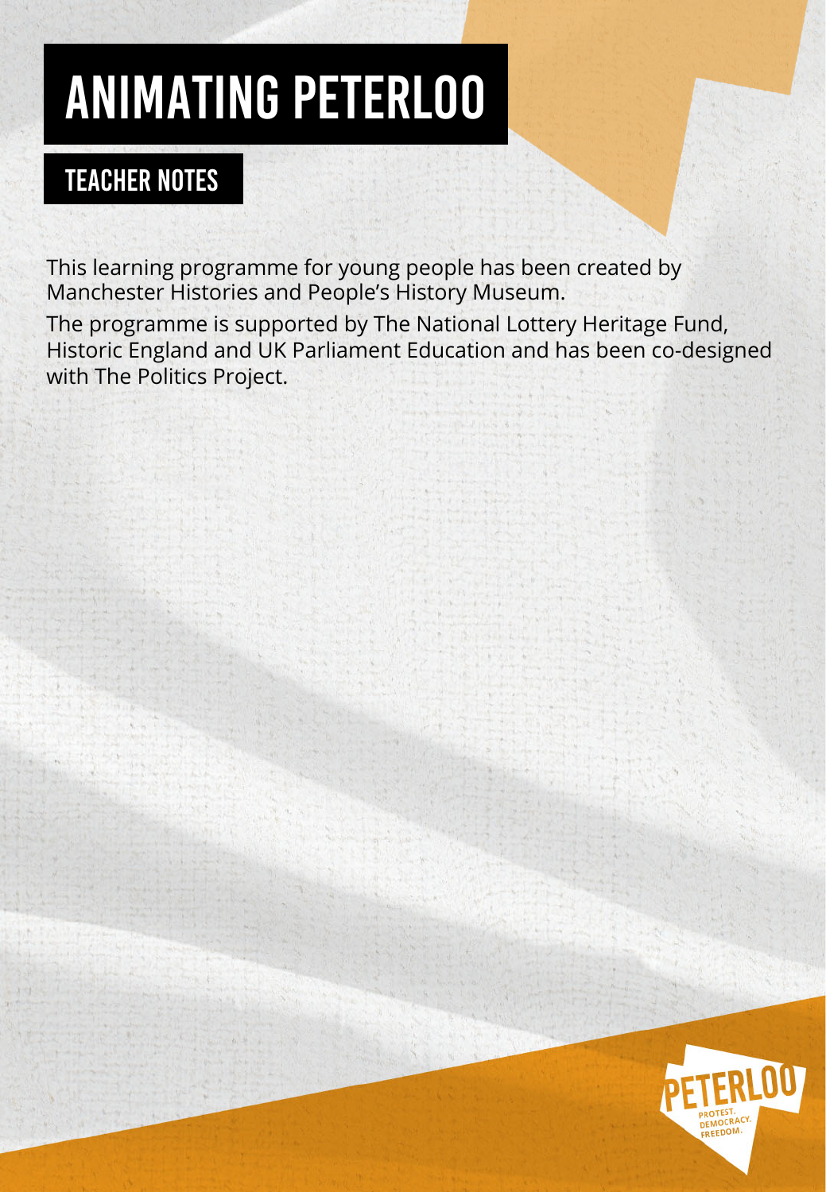# ANIMATING PETERLOO

## TEACHER NOTES

This learning programme for young people has been created by Manchester Histories and People's History Museum.

The programme is supported by The National Lottery Heritage Fund, Historic England and UK Parliament Education and has been co-designed with The Politics Project.

PETERLOO
PROTEST.
DEMOCRACY.
FREEDOM.